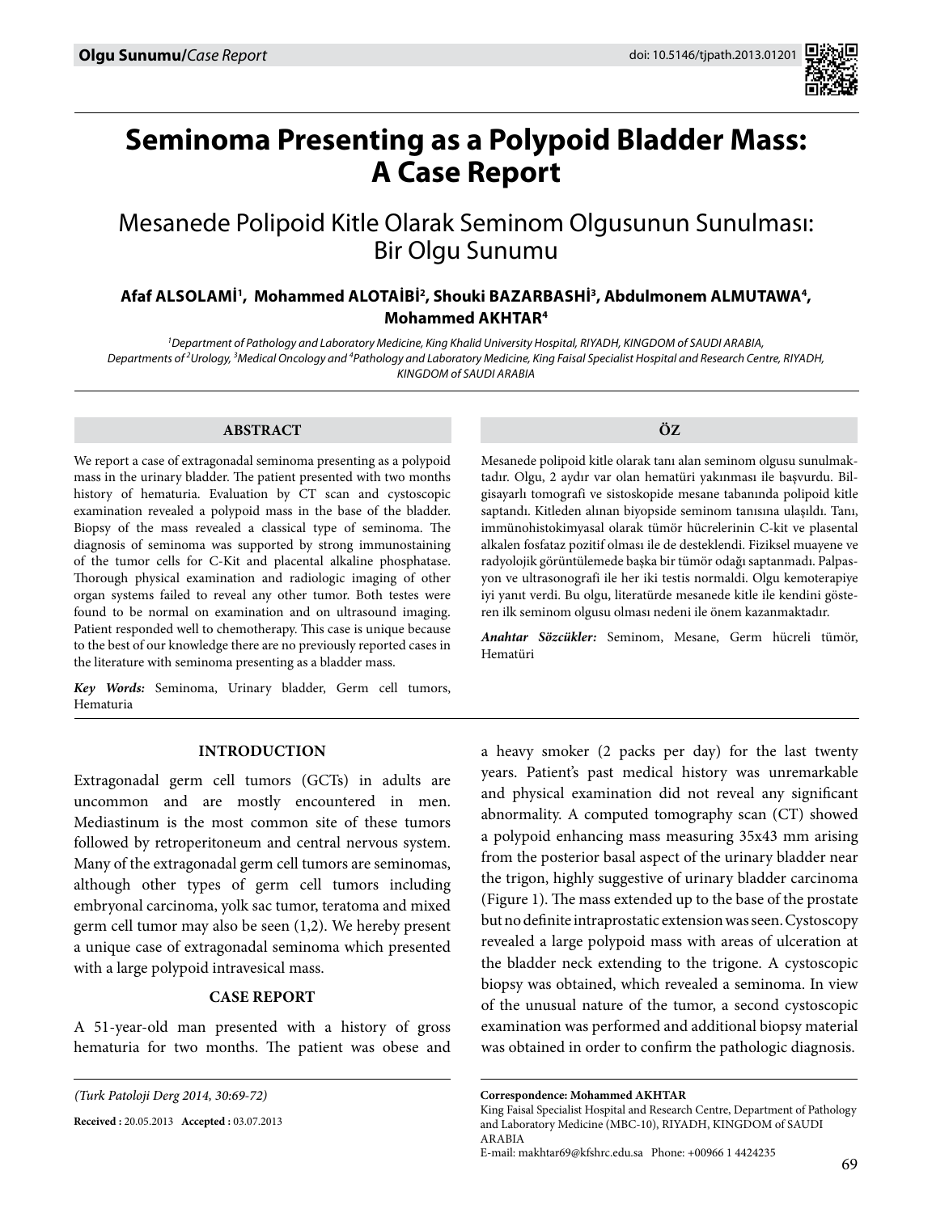# Seminoma Presenting as a Polypoid Bladder Mass: A Case Report

## Mesanede Polipoid Kitle Olarak Seminom Olgusunun Sunulması: Bir Olgu Sunumu

**Afaf ALSOLAMİ[1], Mohammed ALOTAİBİ[2], Shouki BAZARBASHİ[3], Abdulmonem ALMUTAWA[4], Mohammed AKHTAR[4]**

*[1]Department of Pathology and Laboratory Medicine, King Khalid University Hospital, RIYADH, KINGDOM of SAUDI ARABIA, Departments of [2]Urology, [3]Medical Oncology and [4]Pathology and Laboratory Medicine, King Faisal Specialist Hospital and Research Centre, RIYADH, KINGDOM of SAUDI ARABIA*

### ABSTRACT

We report a case of extragonadal seminoma presenting as a polypoid mass in the urinary bladder. The patient presented with two months history of hematuria. Evaluation by CT scan and cystoscopic examination revealed a polypoid mass in the base of the bladder. Biopsy of the mass revealed a classical type of seminoma. The diagnosis of seminoma was supported by strong immunostaining of the tumor cells for C-Kit and placental alkaline phosphatase. Thorough physical examination and radiologic imaging of other organ systems failed to reveal any other tumor. Both testes were found to be normal on examination and on ultrasound imaging. Patient responded well to chemotherapy. This case is unique because to the best of our knowledge there are no previously reported cases in the literature with seminoma presenting as a bladder mass.

***Key Words:*** Seminoma, Urinary bladder, Germ cell tumors, Hematuria

### ÖZ

Mesanede polipoid kitle olarak tanı alan seminom olgusu sunulmaktadır. Olgu, 2 aydır var olan hematüri yakınması ile başvurdu. Bilgisayarlı tomografi ve sistoskopide mesane tabanında polipoid kitle saptandı. Kitleden alınan biyopside seminom tanısına ulaşıldı. Tanı, immünohistokimyasal olarak tümör hücrelerinin C-kit ve plasental alkalen fosfataz pozitif olması ile de desteklendi. Fiziksel muayene ve radyolojik görüntülemede başka bir tümör odağı saptanmadı. Palpasyon ve ultrasonografi ile her iki testis normaldi. Olgu kemoterapiye iyi yanıt verdi. Bu olgu, literatürde mesanede kitle ile kendini gösteren ilk seminom olgusu olması nedeni ile önem kazanmaktadır.

***Anahtar Sözcükler:*** Seminom, Mesane, Germ hücreli tümör, Hematüri

## INTRODUCTION

Extragonadal germ cell tumors (GCTs) in adults are uncommon and are mostly encountered in men. Mediastinum is the most common site of these tumors followed by retroperitoneum and central nervous system. Many of the extragonadal germ cell tumors are seminomas, although other types of germ cell tumors including embryonal carcinoma, yolk sac tumor, teratoma and mixed germ cell tumor may also be seen (1,2). We hereby present a unique case of extragonadal seminoma which presented with a large polypoid intravesical mass.

## CASE REPORT

A 51-year-old man presented with a history of gross hematuria for two months. The patient was obese and a heavy smoker (2 packs per day) for the last twenty years. Patient's past medical history was unremarkable and physical examination did not reveal any significant abnormality. A computed tomography scan (CT) showed a polypoid enhancing mass measuring 35x43 mm arising from the posterior basal aspect of the urinary bladder near the trigon, highly suggestive of urinary bladder carcinoma (Figure 1). The mass extended up to the base of the prostate but no definite intraprostatic extension was seen. Cystoscopy revealed a large polypoid mass with areas of ulceration at the bladder neck extending to the trigone. A cystoscopic biopsy was obtained, which revealed a seminoma. In view of the unusual nature of the tumor, a second cystoscopic examination was performed and additional biopsy material was obtained in order to confirm the pathologic diagnosis.

**Received :** 20.05.2013 **Accepted :** 03.07.2013

**Correspondence: Mohammed AKHTAR**
King Faisal Specialist Hospital and Research Centre, Department of Pathology and Laboratory Medicine (MBC-10), RIYADH, KINGDOM of SAUDI ARABIA
E-mail: makhtar69@kfshrc.edu.sa Phone: +00966 1 4424235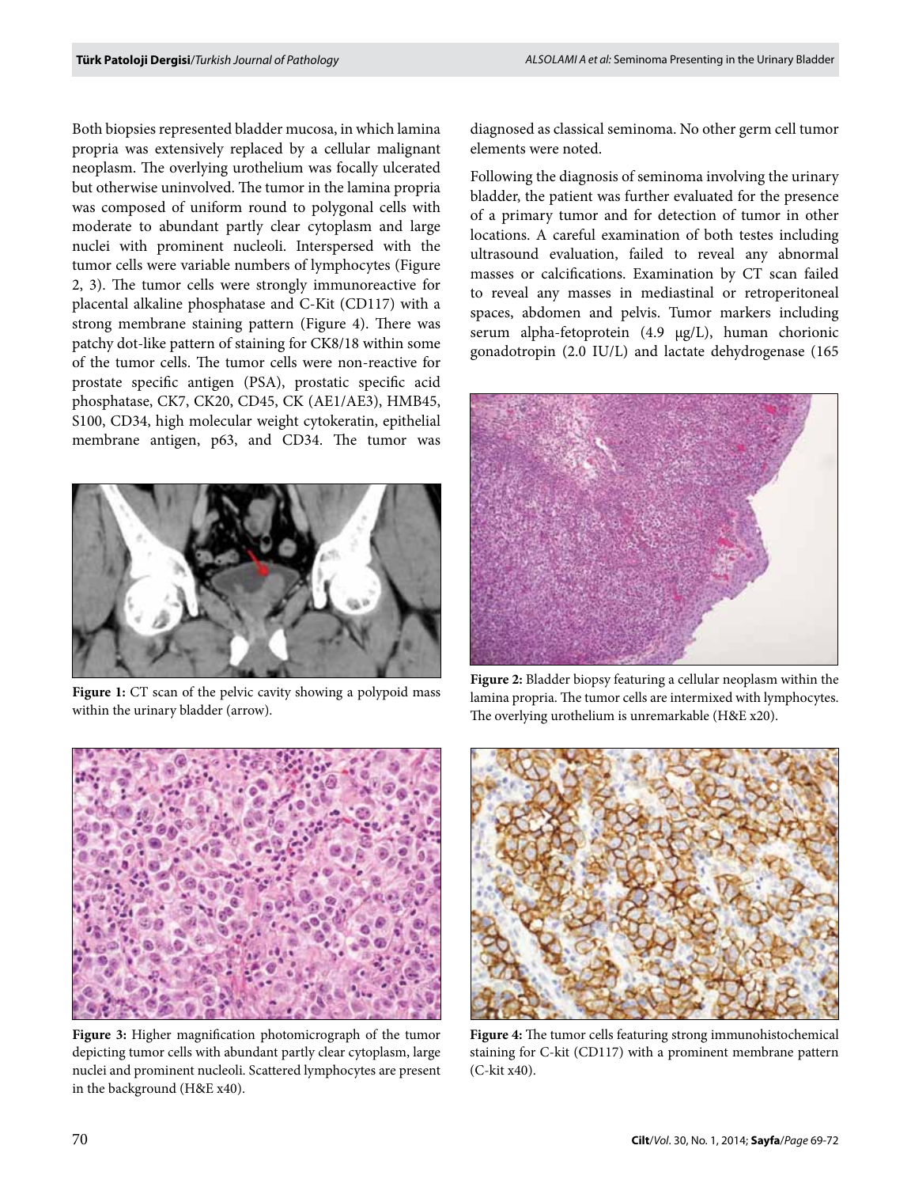Both biopsies represented bladder mucosa, in which lamina propria was extensively replaced by a cellular malignant neoplasm. The overlying urothelium was focally ulcerated but otherwise uninvolved. The tumor in the lamina propria was composed of uniform round to polygonal cells with moderate to abundant partly clear cytoplasm and large nuclei with prominent nucleoli. Interspersed with the tumor cells were variable numbers of lymphocytes (Figure 2, 3). The tumor cells were strongly immunoreactive for placental alkaline phosphatase and C-Kit (CD117) with a strong membrane staining pattern (Figure 4). There was patchy dot-like pattern of staining for CK8/18 within some of the tumor cells. The tumor cells were non-reactive for prostate specific antigen (PSA), prostatic specific acid phosphatase, CK7, CK20, CD45, CK (AE1/AE3), HMB45, S100, CD34, high molecular weight cytokeratin, epithelial membrane antigen, p63, and CD34. The tumor was diagnosed as classical seminoma. No other germ cell tumor elements were noted.

**Figure 1:** CT scan of the pelvic cavity showing a polypoid mass within the urinary bladder (arrow).

Following the diagnosis of seminoma involving the urinary bladder, the patient was further evaluated for the presence of a primary tumor and for detection of tumor in other locations. A careful examination of both testes including ultrasound evaluation, failed to reveal any abnormal masses or calcifications. Examination by CT scan failed to reveal any masses in mediastinal or retroperitoneal spaces, abdomen and pelvis. Tumor markers including serum alpha-fetoprotein (4.9 μg/L), human chorionic gonadotropin (2.0 IU/L) and lactate dehydrogenase (165

**Figure 2:** Bladder biopsy featuring a cellular neoplasm within the lamina propria. The tumor cells are intermixed with lymphocytes. The overlying urothelium is unremarkable (H&E x20).

**Figure 3:** Higher magnification photomicrograph of the tumor depicting tumor cells with abundant partly clear cytoplasm, large nuclei and prominent nucleoli. Scattered lymphocytes are present in the background (H&E x40).

**Figure 4:** The tumor cells featuring strong immunohistochemical staining for C-kit (CD117) with a prominent membrane pattern (C-kit x40).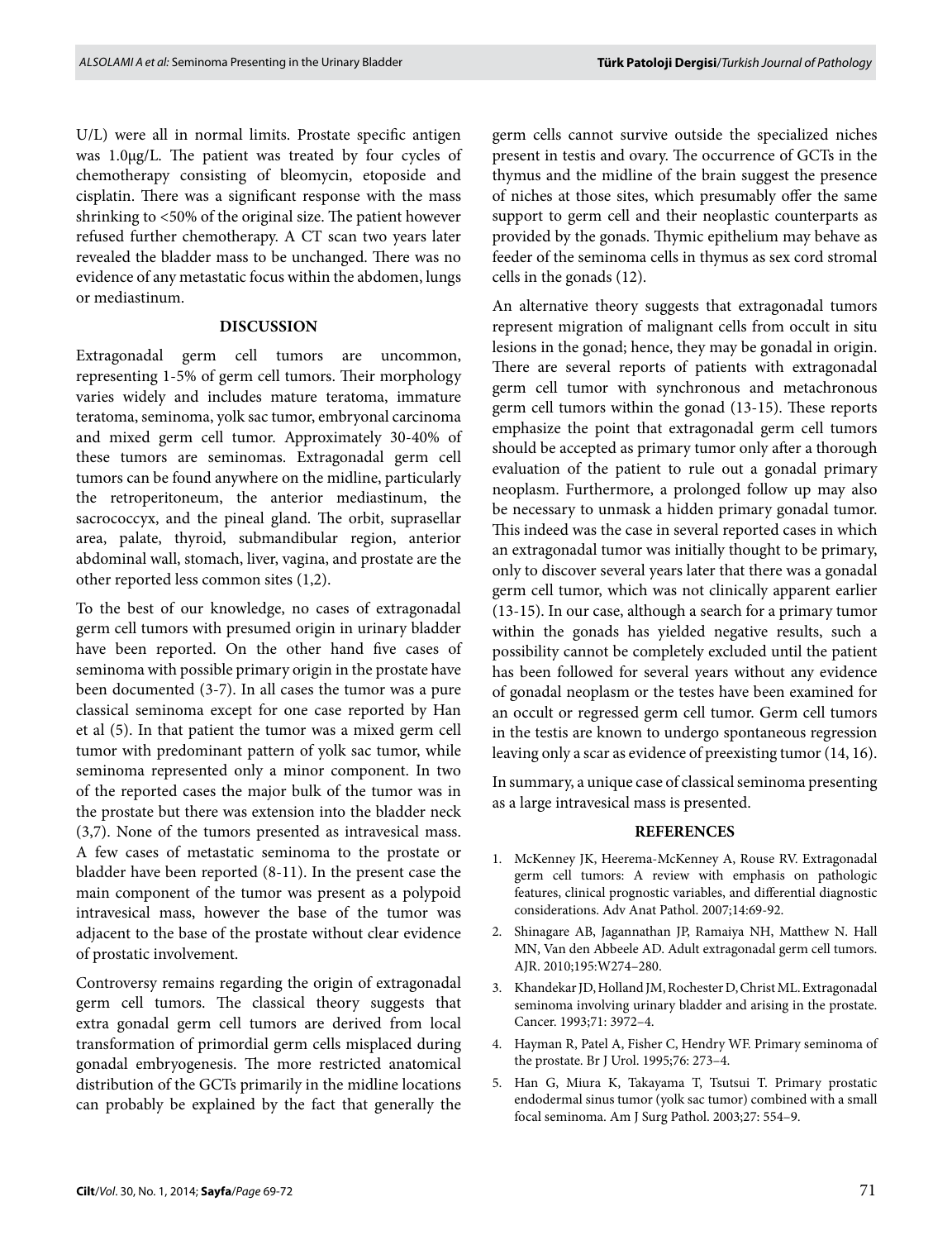U/L) were all in normal limits. Prostate specific antigen was 1.0μg/L. The patient was treated by four cycles of chemotherapy consisting of bleomycin, etoposide and cisplatin. There was a significant response with the mass shrinking to <50% of the original size. The patient however refused further chemotherapy. A CT scan two years later revealed the bladder mass to be unchanged. There was no evidence of any metastatic focus within the abdomen, lungs or mediastinum.

## DISCUSSION

Extragonadal germ cell tumors are uncommon, representing 1-5% of germ cell tumors. Their morphology varies widely and includes mature teratoma, immature teratoma, seminoma, yolk sac tumor, embryonal carcinoma and mixed germ cell tumor. Approximately 30-40% of these tumors are seminomas. Extragonadal germ cell tumors can be found anywhere on the midline, particularly the retroperitoneum, the anterior mediastinum, the sacrococcyx, and the pineal gland. The orbit, suprasellar area, palate, thyroid, submandibular region, anterior abdominal wall, stomach, liver, vagina, and prostate are the other reported less common sites (1,2).

To the best of our knowledge, no cases of extragonadal germ cell tumors with presumed origin in urinary bladder have been reported. On the other hand five cases of seminoma with possible primary origin in the prostate have been documented (3-7). In all cases the tumor was a pure classical seminoma except for one case reported by Han et al (5). In that patient the tumor was a mixed germ cell tumor with predominant pattern of yolk sac tumor, while seminoma represented only a minor component. In two of the reported cases the major bulk of the tumor was in the prostate but there was extension into the bladder neck (3,7). None of the tumors presented as intravesical mass. A few cases of metastatic seminoma to the prostate or bladder have been reported (8-11). In the present case the main component of the tumor was present as a polypoid intravesical mass, however the base of the tumor was adjacent to the base of the prostate without clear evidence of prostatic involvement.

Controversy remains regarding the origin of extragonadal germ cell tumors. The classical theory suggests that extra gonadal germ cell tumors are derived from local transformation of primordial germ cells misplaced during gonadal embryogenesis. The more restricted anatomical distribution of the GCTs primarily in the midline locations can probably be explained by the fact that generally the germ cells cannot survive outside the specialized niches present in testis and ovary. The occurrence of GCTs in the thymus and the midline of the brain suggest the presence of niches at those sites, which presumably offer the same support to germ cell and their neoplastic counterparts as provided by the gonads. Thymic epithelium may behave as feeder of the seminoma cells in thymus as sex cord stromal cells in the gonads (12).

An alternative theory suggests that extragonadal tumors represent migration of malignant cells from occult in situ lesions in the gonad; hence, they may be gonadal in origin. There are several reports of patients with extragonadal germ cell tumor with synchronous and metachronous germ cell tumors within the gonad (13-15). These reports emphasize the point that extragonadal germ cell tumors should be accepted as primary tumor only after a thorough evaluation of the patient to rule out a gonadal primary neoplasm. Furthermore, a prolonged follow up may also be necessary to unmask a hidden primary gonadal tumor. This indeed was the case in several reported cases in which an extragonadal tumor was initially thought to be primary, only to discover several years later that there was a gonadal germ cell tumor, which was not clinically apparent earlier (13-15). In our case, although a search for a primary tumor within the gonads has yielded negative results, such a possibility cannot be completely excluded until the patient has been followed for several years without any evidence of gonadal neoplasm or the testes have been examined for an occult or regressed germ cell tumor. Germ cell tumors in the testis are known to undergo spontaneous regression leaving only a scar as evidence of preexisting tumor (14, 16).

In summary, a unique case of classical seminoma presenting as a large intravesical mass is presented.

## REFERENCES

1. McKenney JK, Heerema-McKenney A, Rouse RV. Extragonadal germ cell tumors: A review with emphasis on pathologic features, clinical prognostic variables, and differential diagnostic considerations. Adv Anat Pathol. 2007;14:69-92.
2. Shinagare AB, Jagannathan JP, Ramaiya NH, Matthew N. Hall MN, Van den Abbeele AD. Adult extragonadal germ cell tumors. AJR. 2010;195:W274–280.
3. Khandekar JD, Holland JM, Rochester D, Christ ML. Extragonadal seminoma involving urinary bladder and arising in the prostate. Cancer. 1993;71: 3972–4.
4. Hayman R, Patel A, Fisher C, Hendry WF. Primary seminoma of the prostate. Br J Urol. 1995;76: 273–4.
5. Han G, Miura K, Takayama T, Tsutsui T. Primary prostatic endodermal sinus tumor (yolk sac tumor) combined with a small focal seminoma. Am J Surg Pathol. 2003;27: 554–9.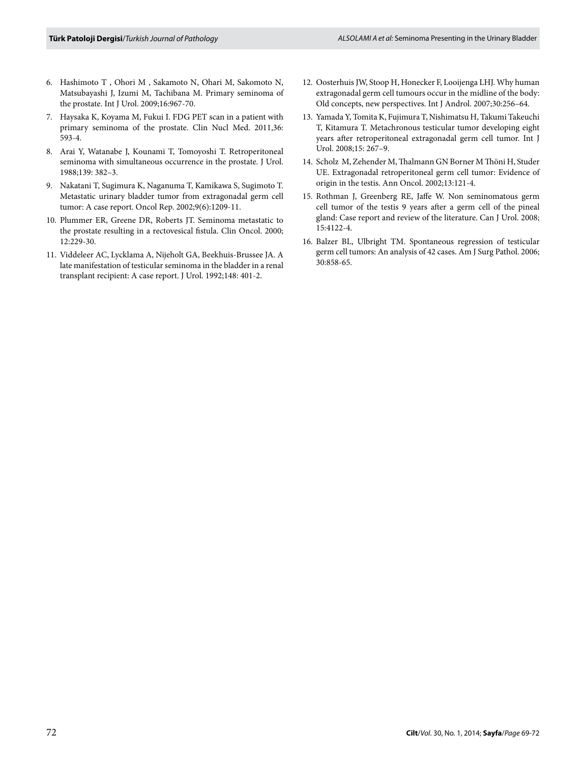6. Hashimoto T , Ohori M , Sakamoto N, Ohari M, Sakomoto N, Matsubayashi J, Izumi M, Tachibana M. Primary seminoma of the prostate. Int J Urol. 2009;16:967-70.
7. Haysaka K, Koyama M, Fukui I. FDG PET scan in a patient with primary seminoma of the prostate. Clin Nucl Med. 2011,36: 593-4.
8. Arai Y, Watanabe J, Kounami T, Tomoyoshi T. Retroperitoneal seminoma with simultaneous occurrence in the prostate. J Urol. 1988;139: 382–3.
9. Nakatani T, Sugimura K, Naganuma T, Kamikawa S, Sugimoto T. Metastatic urinary bladder tumor from extragonadal germ cell tumor: A case report. Oncol Rep. 2002;9(6):1209-11.
10. Plummer ER, Greene DR, Roberts JT. Seminoma metastatic to the prostate resulting in a rectovesical fistula. Clin Oncol. 2000; 12:229-30.
11. Viddeleer AC, Lycklama A, Nijeholt GA, Beekhuis-Brussee JA. A late manifestation of testicular seminoma in the bladder in a renal transplant recipient: A case report. J Urol. 1992;148: 401-2.
12. Oosterhuis JW, Stoop H, Honecker F, Looijenga LHJ. Why human extragonadal germ cell tumours occur in the midline of the body: Old concepts, new perspectives. Int J Androl. 2007;30:256–64.
13. Yamada Y, Tomita K, Fujimura T, Nishimatsu H, Takumi Takeuchi T, Kitamura T. Metachronous testicular tumor developing eight years after retroperitoneal extragonadal germ cell tumor. Int J Urol. 2008;15: 267–9.
14. Scholz M, Zehender M, Thalmann GN Borner M Thöni H, Studer UE. Extragonadal retroperitoneal germ cell tumor: Evidence of origin in the testis. Ann Oncol. 2002;13:121-4.
15. Rothman J, Greenberg RE, Jaffe W. Non seminomatous germ cell tumor of the testis 9 years after a germ cell of the pineal gland: Case report and review of the literature. Can J Urol. 2008; 15:4122-4.
16. Balzer BL, Ulbright TM. Spontaneous regression of testicular germ cell tumors: An analysis of 42 cases. Am J Surg Pathol. 2006; 30:858-65.